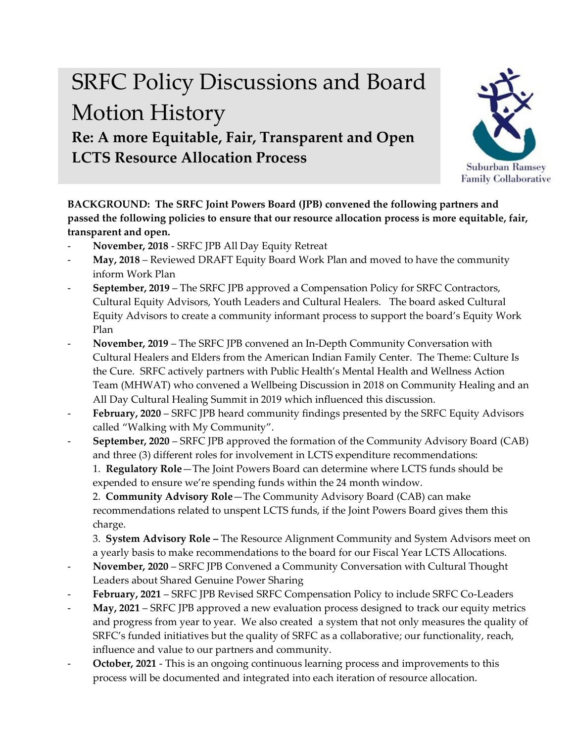# SRFC Policy Discussions and Board Motion History

## Re: A more Equitable, Fair, Transparent and Open LCTS Resource Allocation Process

Suburban Ramsey Family Collaborative

**BACKGROUND: The SRFC Joint Powers Board (JPB) convened the following partners and passed the following policies to ensure that our resource allocation process is more equitable, fair, transparent and open.**

- **November, 2018** - SRFC JPB All Day Equity Retreat
- **May, 2018** – Reviewed DRAFT Equity Board Work Plan and moved to have the community inform Work Plan
- **September, 2019** – The SRFC JPB approved a Compensation Policy for SRFC Contractors, Cultural Equity Advisors, Youth Leaders and Cultural Healers. The board asked Cultural Equity Advisors to create a community informant process to support the board's Equity Work Plan
- **November, 2019** – The SRFC JPB convened an In-Depth Community Conversation with Cultural Healers and Elders from the American Indian Family Center. The Theme: Culture Is the Cure. SRFC actively partners with Public Health's Mental Health and Wellness Action Team (MHWAT) who convened a Wellbeing Discussion in 2018 on Community Healing and an All Day Cultural Healing Summit in 2019 which influenced this discussion.
- **February, 2020** – SRFC JPB heard community findings presented by the SRFC Equity Advisors called "Walking with My Community".
- **September, 2020** – SRFC JPB approved the formation of the Community Advisory Board (CAB) and three (3) different roles for involvement in LCTS expenditure recommendations:
  1. **Regulatory Role**—The Joint Powers Board can determine where LCTS funds should be expended to ensure we're spending funds within the 24 month window.
  2. **Community Advisory Role**—The Community Advisory Board (CAB) can make recommendations related to unspent LCTS funds, if the Joint Powers Board gives them this charge.
  3. **System Advisory Role –** The Resource Alignment Community and System Advisors meet on a yearly basis to make recommendations to the board for our Fiscal Year LCTS Allocations.
- **November, 2020** – SRFC JPB Convened a Community Conversation with Cultural Thought Leaders about Shared Genuine Power Sharing
- **February, 2021** – SRFC JPB Revised SRFC Compensation Policy to include SRFC Co-Leaders
- **May, 2021** – SRFC JPB approved a new evaluation process designed to track our equity metrics and progress from year to year. We also created a system that not only measures the quality of SRFC's funded initiatives but the quality of SRFC as a collaborative; our functionality, reach, influence and value to our partners and community.
- **October, 2021** - This is an ongoing continuous learning process and improvements to this process will be documented and integrated into each iteration of resource allocation.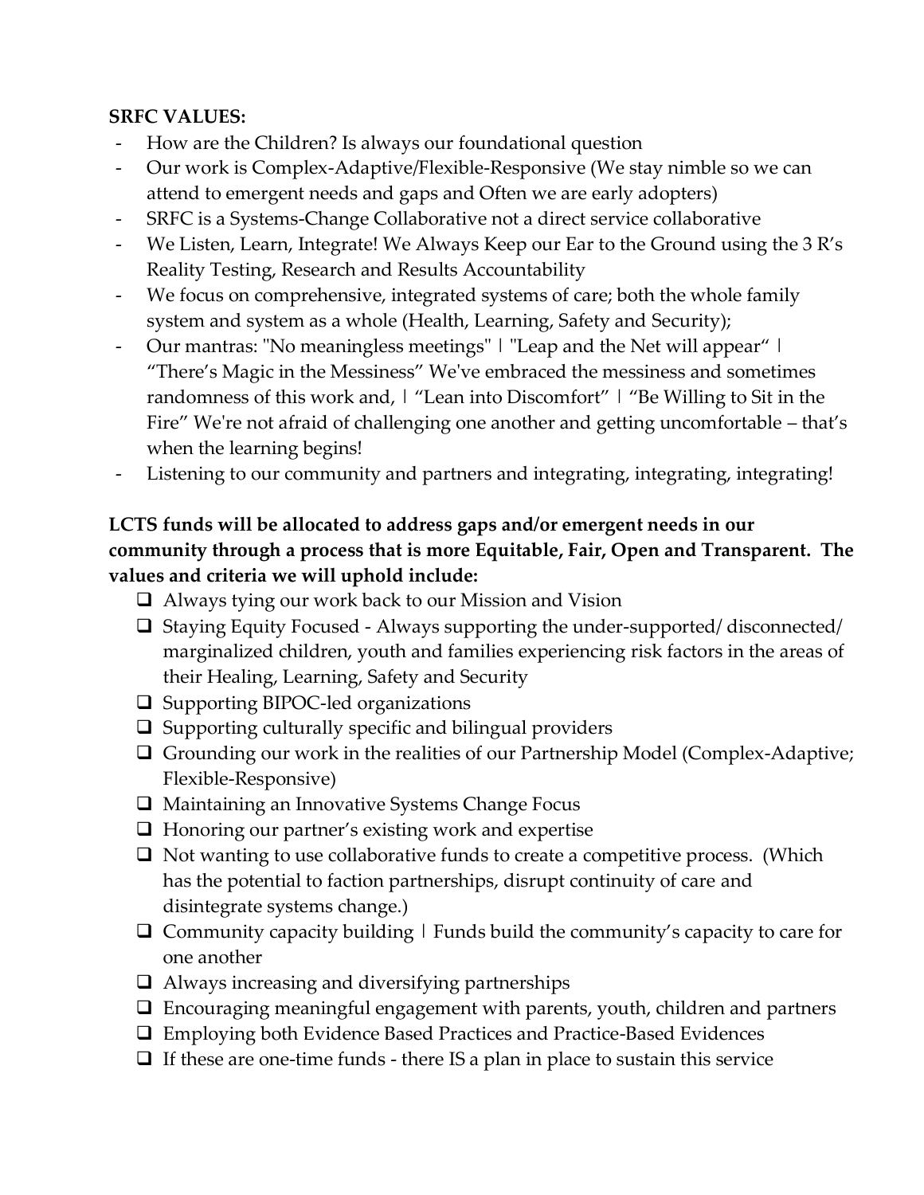**SRFC VALUES:**

- How are the Children? Is always our foundational question
- Our work is Complex-Adaptive/Flexible-Responsive (We stay nimble so we can attend to emergent needs and gaps and Often we are early adopters)
- SRFC is a Systems-Change Collaborative not a direct service collaborative
- We Listen, Learn, Integrate! We Always Keep our Ear to the Ground using the 3 R's Reality Testing, Research and Results Accountability
- We focus on comprehensive, integrated systems of care; both the whole family system and system as a whole (Health, Learning, Safety and Security);
- Our mantras: "No meaningless meetings" | "Leap and the Net will appear" | "There's Magic in the Messiness" We've embraced the messiness and sometimes randomness of this work and, | "Lean into Discomfort" | "Be Willing to Sit in the Fire" We're not afraid of challenging one another and getting uncomfortable – that's when the learning begins!
- Listening to our community and partners and integrating, integrating, integrating!

**LCTS funds will be allocated to address gaps and/or emergent needs in our community through a process that is more Equitable, Fair, Open and Transparent. The values and criteria we will uphold include:**

- [ ] Always tying our work back to our Mission and Vision
- [ ] Staying Equity Focused - Always supporting the under-supported/ disconnected/ marginalized children, youth and families experiencing risk factors in the areas of their Healing, Learning, Safety and Security
- [ ] Supporting BIPOC-led organizations
- [ ] Supporting culturally specific and bilingual providers
- [ ] Grounding our work in the realities of our Partnership Model (Complex-Adaptive; Flexible-Responsive)
- [ ] Maintaining an Innovative Systems Change Focus
- [ ] Honoring our partner's existing work and expertise
- [ ] Not wanting to use collaborative funds to create a competitive process. (Which has the potential to faction partnerships, disrupt continuity of care and disintegrate systems change.)
- [ ] Community capacity building | Funds build the community's capacity to care for one another
- [ ] Always increasing and diversifying partnerships
- [ ] Encouraging meaningful engagement with parents, youth, children and partners
- [ ] Employing both Evidence Based Practices and Practice-Based Evidences
- [ ] If these are one-time funds - there IS a plan in place to sustain this service